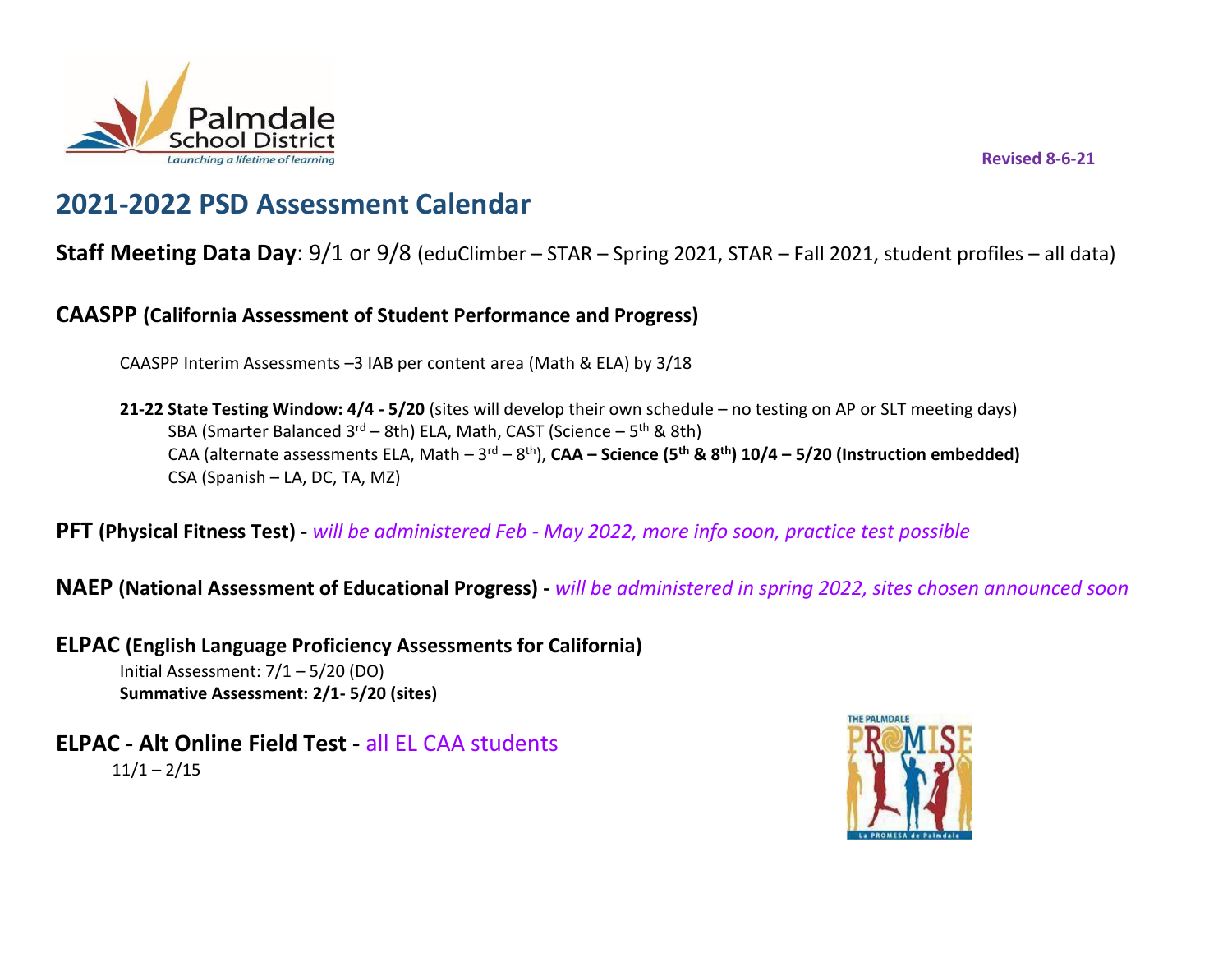Revised 8-6-21

# 2021-2022 PSD Assessment Calendar

**Staff Meeting Data Day**: 9/1 or 9/8 (eduClimber – STAR – Spring 2021, STAR – Fall 2021, student profiles – all data)

## CAASPP (California Assessment of Student Performance and Progress)

CAASPP Interim Assessments –3 IAB per content area (Math & ELA) by 3/18

**21-22 State Testing Window: 4/4 - 5/20** (sites will develop their own schedule – no testing on AP or SLT meeting days)

- SBA (Smarter Balanced 3rd – 8th) ELA, Math, CAST (Science – 5th & 8th)
- CAA (alternate assessments ELA, Math – 3rd – 8th), **CAA – Science (5th & 8th) 10/4 – 5/20 (Instruction embedded)**
- CSA (Spanish – LA, DC, TA, MZ)

**PFT (Physical Fitness Test) -** *will be administered Feb - May 2022, more info soon, practice test possible*

**NAEP (National Assessment of Educational Progress) -** *will be administered in spring 2022, sites chosen announced soon*

## ELPAC (English Language Proficiency Assessments for California)

Initial Assessment: 7/1 – 5/20 (DO)

**Summative Assessment: 2/1- 5/20 (sites)**

## ELPAC - Alt Online Field Test - all EL CAA students

11/1 – 2/15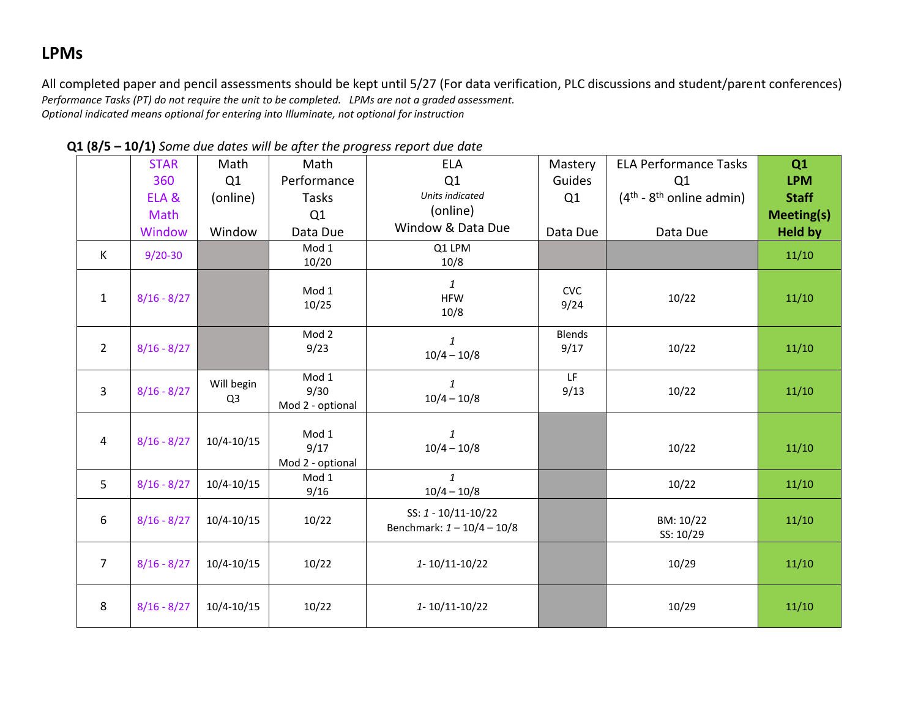## LPMs

All completed paper and pencil assessments should be kept until 5/27 (For data verification, PLC discussions and student/parent conferences)

*Performance Tasks (PT) do not require the unit to be completed. LPMs are not a graded assessment.*

*Optional indicated means optional for entering into Illuminate, not optional for instruction*

**Q1 (8/5 – 10/1)** *Some due dates will be after the progress report due date*

| | STAR 360 ELA & Math Window | Math Q1 (online) Window | Math Performance Tasks Q1 Data Due | ELA Q1 *Units indicated* (online) Window & Data Due | Mastery Guides Q1 Data Due | ELA Performance Tasks Q1 (4th - 8th online admin) Data Due | **Q1 LPM Staff Meeting(s) Held by** |
|---|---|---|---|---|---|---|---|
| K | 9/20-30 | | Mod 1 10/20 | Q1 LPM 10/8 | | | 11/10 |
| 1 | 8/16 - 8/27 | | Mod 1 10/25 | *1* HFW 10/8 | CVC 9/24 | 10/22 | 11/10 |
| 2 | 8/16 - 8/27 | | Mod 2 9/23 | *1* 10/4 – 10/8 | Blends 9/17 | 10/22 | 11/10 |
| 3 | 8/16 - 8/27 | Will begin Q3 | Mod 1 9/30 Mod 2 - optional | *1* 10/4 – 10/8 | LF 9/13 | 10/22 | 11/10 |
| 4 | 8/16 - 8/27 | 10/4-10/15 | Mod 1 9/17 Mod 2 - optional | *1* 10/4 – 10/8 | | 10/22 | 11/10 |
| 5 | 8/16 - 8/27 | 10/4-10/15 | Mod 1 9/16 | *1* 10/4 – 10/8 | | 10/22 | 11/10 |
| 6 | 8/16 - 8/27 | 10/4-10/15 | 10/22 | SS: *1* - 10/11-10/22 Benchmark: *1* – 10/4 – 10/8 | | BM: 10/22 SS: 10/29 | 11/10 |
| 7 | 8/16 - 8/27 | 10/4-10/15 | 10/22 | *1*- 10/11-10/22 | | 10/29 | 11/10 |
| 8 | 8/16 - 8/27 | 10/4-10/15 | 10/22 | *1*- 10/11-10/22 | | 10/29 | 11/10 |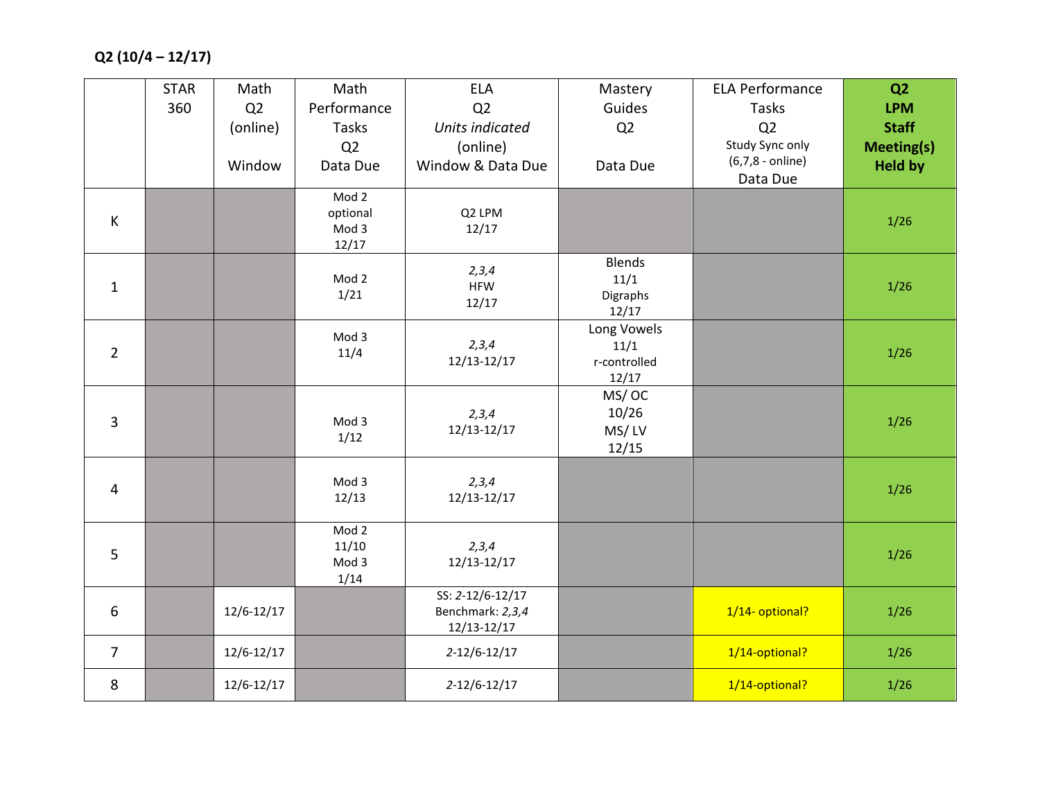**Q2 (10/4 – 12/17)**

| | STAR 360 | Math Q2 (online) Window | Math Performance Tasks Q2 Data Due | ELA Q2 *Units indicated* (online) Window & Data Due | Mastery Guides Q2 Data Due | ELA Performance Tasks Q2 Study Sync only (6,7,8 - online) Data Due | **Q2 LPM Staff Meeting(s) Held by** |
|---|---|---|---|---|---|---|---|
| K | | | Mod 2 optional Mod 3 12/17 | Q2 LPM 12/17 | | | 1/26 |
| 1 | | | Mod 2 1/21 | *2,3,4* HFW 12/17 | Blends 11/1 Digraphs 12/17 | | 1/26 |
| 2 | | | Mod 3 11/4 | *2,3,4* 12/13-12/17 | Long Vowels 11/1 r-controlled 12/17 | | 1/26 |
| 3 | | | Mod 3 1/12 | *2,3,4* 12/13-12/17 | MS/ OC 10/26 MS/ LV 12/15 | | 1/26 |
| 4 | | | Mod 3 12/13 | *2,3,4* 12/13-12/17 | | | 1/26 |
| 5 | | | Mod 2 11/10 Mod 3 1/14 | *2,3,4* 12/13-12/17 | | | 1/26 |
| 6 | | 12/6-12/17 | | SS: *2*-12/6-12/17 Benchmark: *2,3,4* 12/13-12/17 | | 1/14- optional? | 1/26 |
| 7 | | 12/6-12/17 | | *2*-12/6-12/17 | | 1/14-optional? | 1/26 |
| 8 | | 12/6-12/17 | | *2*-12/6-12/17 | | 1/14-optional? | 1/26 |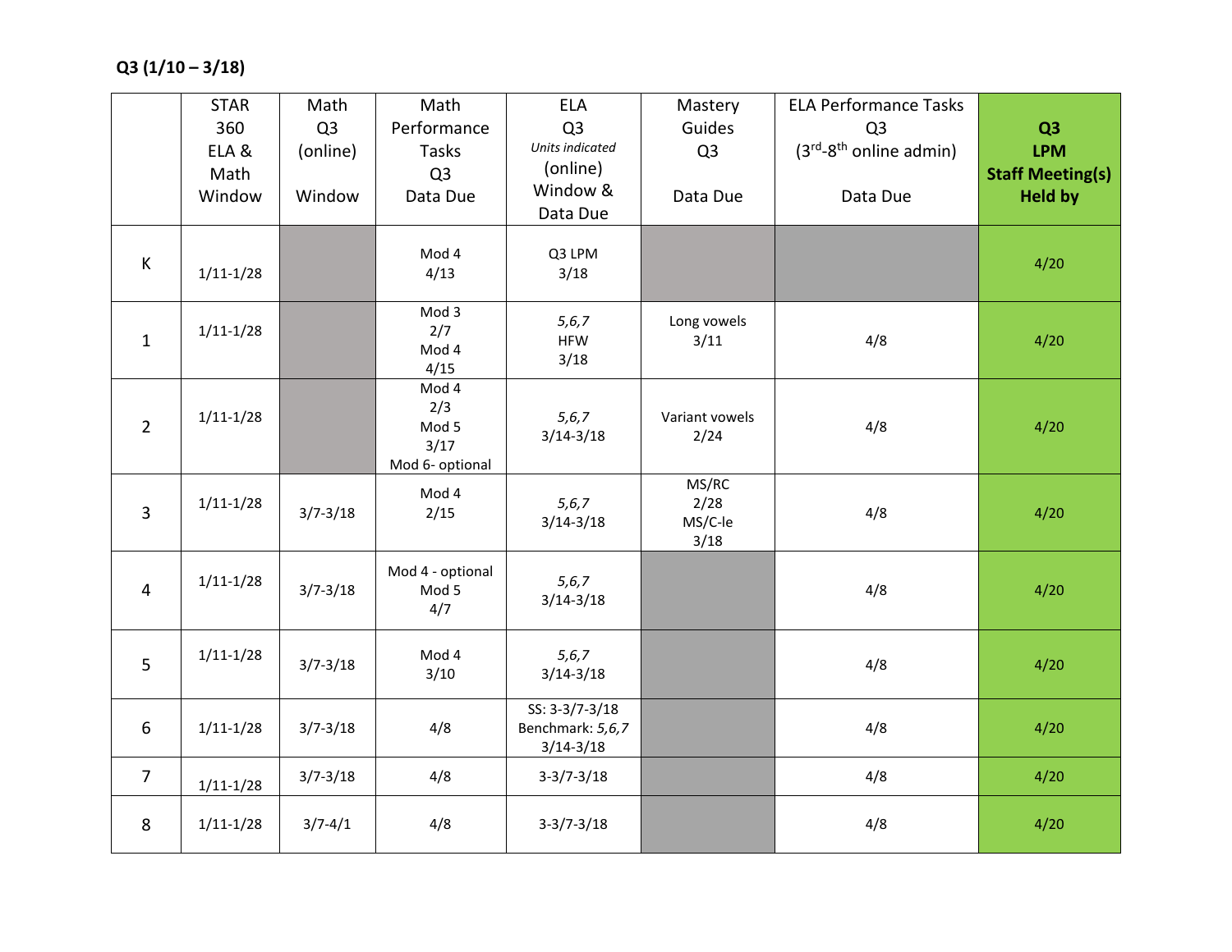**Q3 (1/10 – 3/18)**

| | STAR 360 ELA & Math Window | Math Q3 (online) Window | Math Performance Tasks Q3 Data Due | ELA Q3 *Units indicated* (online) Window & Data Due | Mastery Guides Q3 Data Due | ELA Performance Tasks Q3 (3rd-8th online admin) Data Due | **Q3 LPM Staff Meeting(s) Held by** |
|---|---|---|---|---|---|---|---|
| K | 1/11-1/28 | | Mod 4 4/13 | Q3 LPM 3/18 | | | 4/20 |
| 1 | 1/11-1/28 | | Mod 3 2/7 Mod 4 4/15 | *5,6,7* HFW 3/18 | Long vowels 3/11 | 4/8 | 4/20 |
| 2 | 1/11-1/28 | | Mod 4 2/3 Mod 5 3/17 Mod 6- optional | *5,6,7* 3/14-3/18 | Variant vowels 2/24 | 4/8 | 4/20 |
| 3 | 1/11-1/28 | 3/7-3/18 | Mod 4 2/15 | *5,6,7* 3/14-3/18 | MS/RC 2/28 MS/C-le 3/18 | 4/8 | 4/20 |
| 4 | 1/11-1/28 | 3/7-3/18 | Mod 4 - optional Mod 5 4/7 | *5,6,7* 3/14-3/18 | | 4/8 | 4/20 |
| 5 | 1/11-1/28 | 3/7-3/18 | Mod 4 3/10 | *5,6,7* 3/14-3/18 | | 4/8 | 4/20 |
| 6 | 1/11-1/28 | 3/7-3/18 | 4/8 | SS: 3-3/7-3/18 Benchmark: *5,6,7* 3/14-3/18 | | 4/8 | 4/20 |
| 7 | 1/11-1/28 | 3/7-3/18 | 4/8 | 3-3/7-3/18 | | 4/8 | 4/20 |
| 8 | 1/11-1/28 | 3/7-4/1 | 4/8 | 3-3/7-3/18 | | 4/8 | 4/20 |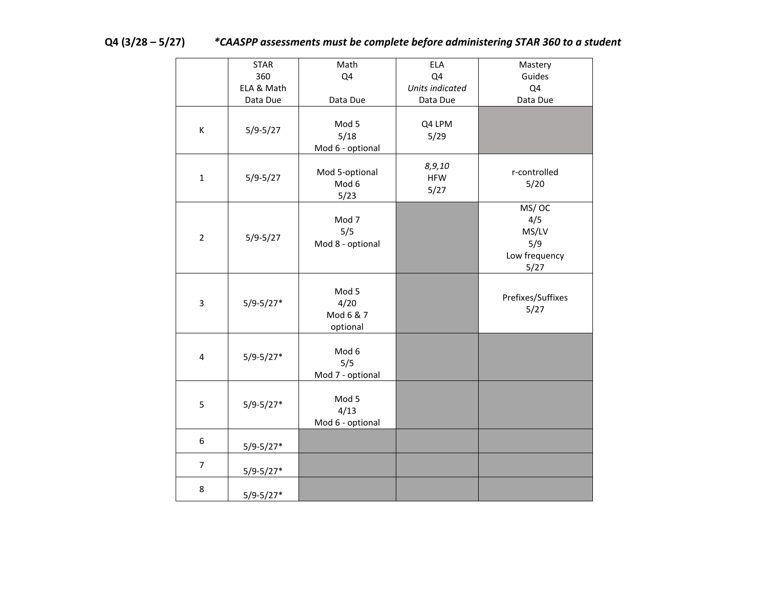**Q4 (3/28 – 5/27)** ***\*CAASPP assessments must be complete before administering STAR 360 to a student***

| | STAR 360 ELA & Math Data Due | Math Q4 Data Due | ELA Q4 *Units indicated* Data Due | Mastery Guides Q4 Data Due |
|---|---|---|---|---|
| K | 5/9-5/27 | Mod 5<br>5/18<br>Mod 6 - optional | Q4 LPM<br>5/29 | |
| 1 | 5/9-5/27 | Mod 5-optional<br>Mod 6<br>5/23 | *8,9,10*<br>HFW<br>5/27 | r-controlled<br>5/20 |
| 2 | 5/9-5/27 | Mod 7<br>5/5<br>Mod 8 - optional | | MS/ OC<br>4/5<br>MS/LV<br>5/9<br>Low frequency<br>5/27 |
| 3 | 5/9-5/27* | Mod 5<br>4/20<br>Mod 6 & 7<br>optional | | Prefixes/Suffixes<br>5/27 |
| 4 | 5/9-5/27* | Mod 6<br>5/5<br>Mod 7 - optional | | |
| 5 | 5/9-5/27* | Mod 5<br>4/13<br>Mod 6 - optional | | |
| 6 | 5/9-5/27* | | | |
| 7 | 5/9-5/27* | | | |
| 8 | 5/9-5/27* | | | |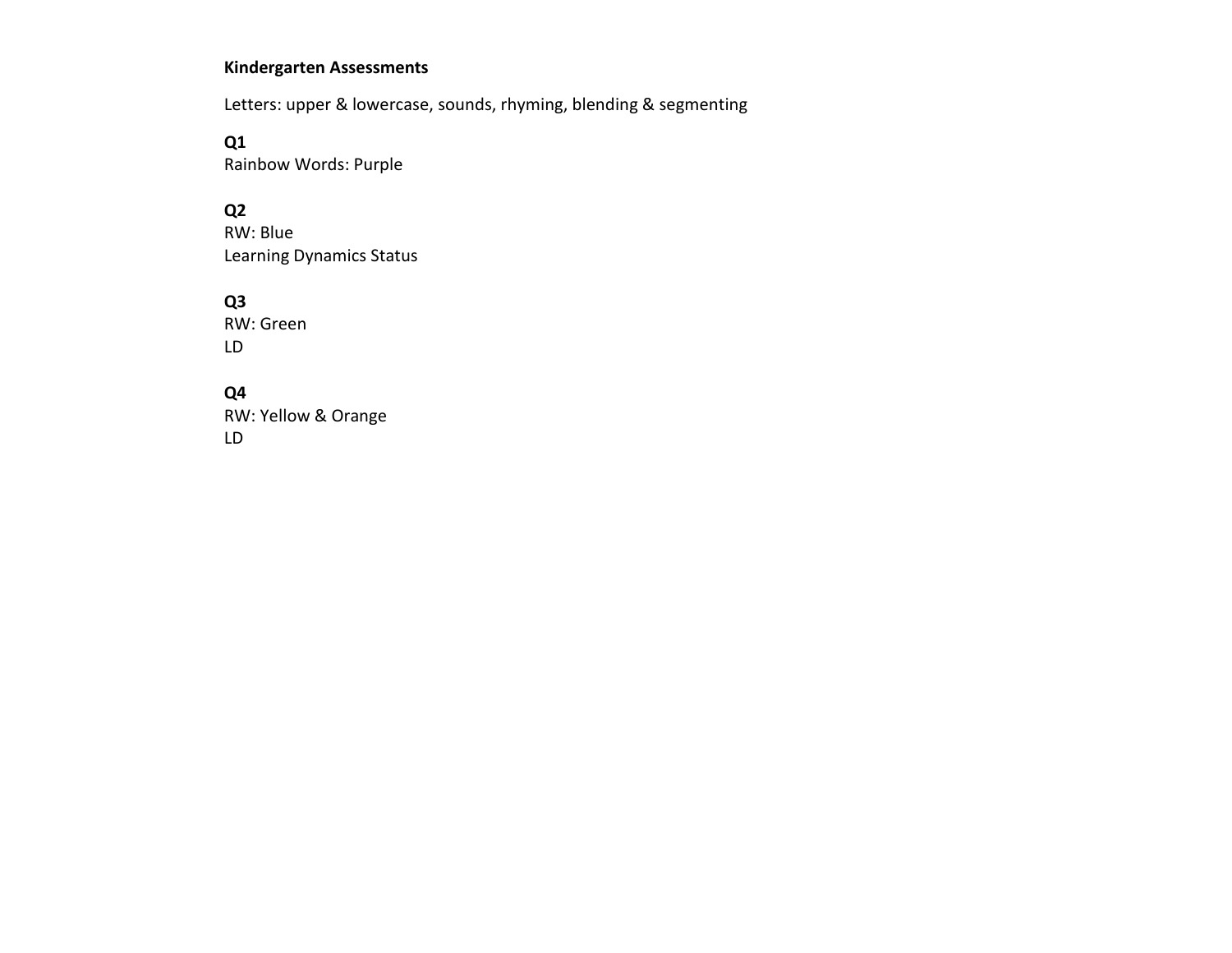**Kindergarten Assessments**

Letters: upper & lowercase, sounds, rhyming, blending & segmenting

**Q1**
Rainbow Words: Purple

**Q2**
RW: Blue
Learning Dynamics Status

**Q3**
RW: Green
LD

**Q4**
RW: Yellow & Orange
LD